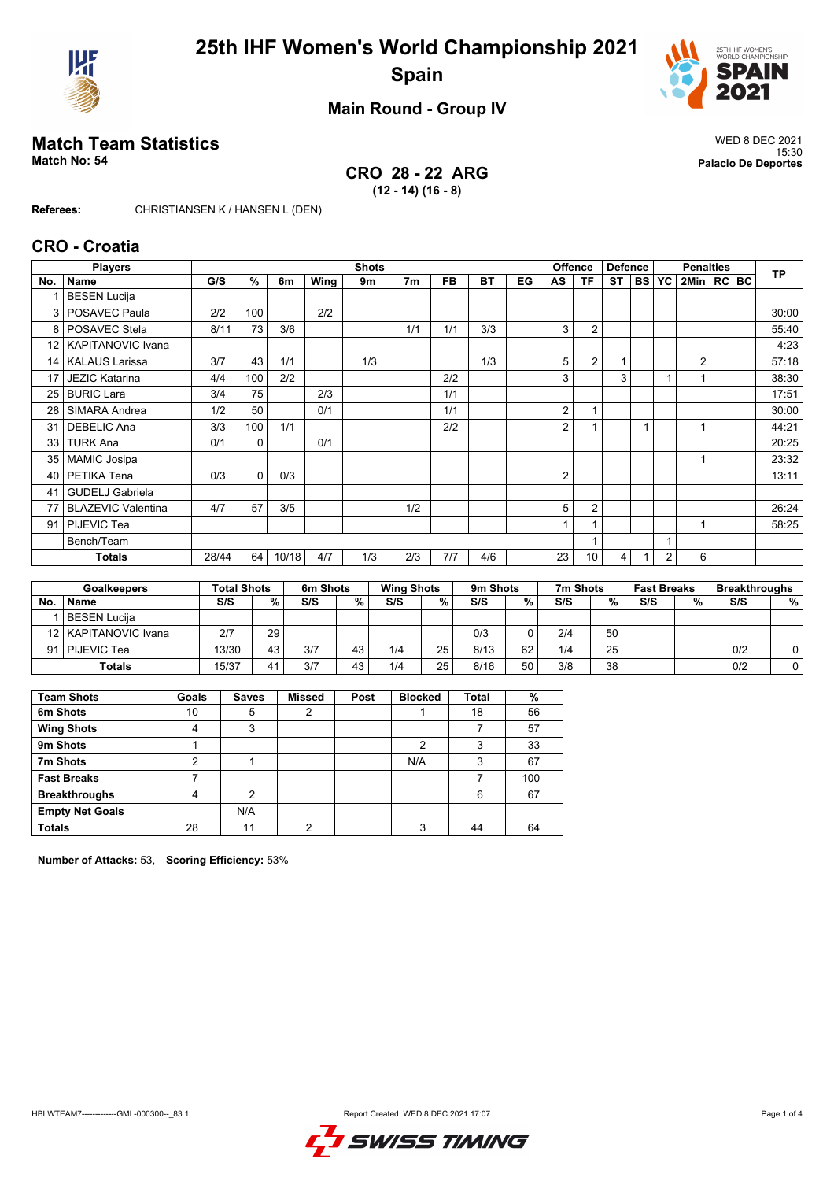# 25th IHF Women's World Championship 2021
## Spain

### Main Round - Group IV

## Match Team Statistics

**Match No: 54**

WED 8 DEC 2021
15:30
**Palacio De Deportes**

### CRO 28 - 22 ARG
**(12 - 14) (16 - 8)**

**Referees:** CHRISTIANSEN K / HANSEN L (DEN)

## CRO - Croatia

| No. | Name | G/S | % | 6m | Wing | 9m | 7m | FB | BT | EG | AS | TF | ST | BS | YC | 2Min | RC | BC | TP |
|---|---|---|---|---|---|---|---|---|---|---|---|---|---|---|---|---|---|---|---|
| 1 | BESEN Lucija | | | | | | | | | | | | | | | | | | |
| 3 | POSAVEC Paula | 2/2 | 100 | | 2/2 | | | | | | | | | | | | | | 30:00 |
| 8 | POSAVEC Stela | 8/11 | 73 | 3/6 | | | 1/1 | 1/1 | 3/3 | | 3 | 2 | | | | | | | 55:40 |
| 12 | KAPITANOVIC Ivana | | | | | | | | | | | | | | | | | | 4:23 |
| 14 | KALAUS Larissa | 3/7 | 43 | 1/1 | | 1/3 | | | 1/3 | | 5 | 2 | 1 | | | 2 | | | 57:18 |
| 17 | JEZIC Katarina | 4/4 | 100 | 2/2 | | | | 2/2 | | | 3 | | 3 | | 1 | 1 | | | 38:30 |
| 25 | BURIC Lara | 3/4 | 75 | | 2/3 | | | 1/1 | | | | | | | | | | | 17:51 |
| 28 | SIMARA Andrea | 1/2 | 50 | | 0/1 | | | 1/1 | | | 2 | 1 | | | | | | | 30:00 |
| 31 | DEBELIC Ana | 3/3 | 100 | 1/1 | | | | 2/2 | | | 2 | 1 | | 1 | | 1 | | | 44:21 |
| 33 | TURK Ana | 0/1 | 0 | | 0/1 | | | | | | | | | | | | | | 20:25 |
| 35 | MAMIC Josipa | | | | | | | | | | | | | | | 1 | | | 23:32 |
| 40 | PETIKA Tena | 0/3 | 0 | 0/3 | | | | | | | 2 | | | | | | | | 13:11 |
| 41 | GUDELJ Gabriela | | | | | | | | | | | | | | | | | | |
| 77 | BLAZEVIC Valentina | 4/7 | 57 | 3/5 | | | 1/2 | | | | 5 | 2 | | | | | | | 26:24 |
| 91 | PIJEVIC Tea | | | | | | | | | | 1 | 1 | | | | 1 | | | 58:25 |
| | Bench/Team | | | | | | | | | | | 1 | | | 1 | | | | |
| | **Totals** | 28/44 | 64 | 10/18 | 4/7 | 1/3 | 2/3 | 7/7 | 4/6 | | 23 | 10 | 4 | 1 | 2 | 6 | | | |

| No. | Goalkeepers | Total Shots S/S | % | 6m Shots S/S | % | Wing Shots S/S | % | 9m Shots S/S | % | 7m Shots S/S | % | Fast Breaks S/S | % | Breakthroughs S/S | % |
|---|---|---|---|---|---|---|---|---|---|---|---|---|---|---|---|
| 1 | BESEN Lucija | | | | | | | | | | | | | | |
| 12 | KAPITANOVIC Ivana | 2/7 | 29 | | | | | 0/3 | 0 | 2/4 | 50 | | | | |
| 91 | PIJEVIC Tea | 13/30 | 43 | 3/7 | 43 | 1/4 | 25 | 8/13 | 62 | 1/4 | 25 | | | 0/2 | 0 |
| | **Totals** | 15/37 | 41 | 3/7 | 43 | 1/4 | 25 | 8/16 | 50 | 3/8 | 38 | | | 0/2 | 0 |

| Team Shots | Goals | Saves | Missed | Post | Blocked | Total | % |
|---|---|---|---|---|---|---|---|
| 6m Shots | 10 | 5 | 2 | | 1 | 18 | 56 |
| Wing Shots | 4 | 3 | | | | 7 | 57 |
| 9m Shots | 1 | | | | 2 | 3 | 33 |
| 7m Shots | 2 | 1 | | | N/A | 3 | 67 |
| Fast Breaks | 7 | | | | | 7 | 100 |
| Breakthroughs | 4 | 2 | | | | 6 | 67 |
| Empty Net Goals | | N/A | | | | | |
| Totals | 28 | 11 | 2 | | 3 | 44 | 64 |

**Number of Attacks:** 53, **Scoring Efficiency:** 53%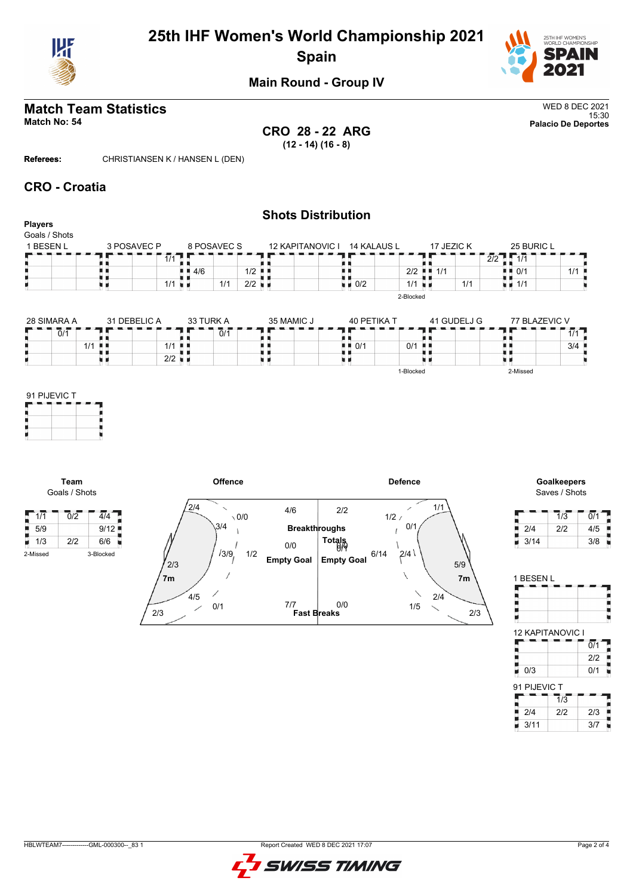# 25th IHF Women's World Championship 2021
## Spain
### Main Round - Group IV

## Match Team Statistics
**Match No: 54**

WED 8 DEC 2021
15:30
**Palacio De Deportes**

**CRO 28 - 22 ARG**
**(12 - 14) (16 - 8)**

**Referees:** CHRISTIANSEN K / HANSEN L (DEN)

## CRO - Croatia

### Shots Distribution

**Players**
Goals / Shots

1 BESEN L

| | | |
|---|---|---|
| | | |
| | | |
| | | |

3 POSAVEC P

| | | |
|---|---|---|
| | | 1/1 |
| | | |
| | | 1/1 |

8 POSAVEC S

| | | |
|---|---|---|
| | | |
| 4/6 | | 1/2 |
| | 1/1 | 2/2 |

12 KAPITANOVIC I

| | | |
|---|---|---|
| | | |
| | | |
| | | |

14 KALAUS L

| | | |
|---|---|---|
| | | |
| | | 2/2 |
| 0/2 | | 1/1 |

2-Blocked

17 JEZIC K

| | | |
|---|---|---|
| | | 2/2 |
| 1/1 | | |
| | 1/1 | |

25 BURIC L

| | | |
|---|---|---|
| 1/1 | | |
| 0/1 | | 1/1 |
| 1/1 | | |

28 SIMARA A

| | | |
|---|---|---|
| | 0/1 | |
| | 1/1 | |
| | | |

31 DEBELIC A

| | | |
|---|---|---|
| | | |
| | | 1/1 |
| | | 2/2 |

33 TURK A

| | | |
|---|---|---|
| | 0/1 | |
| | | |
| | | |

35 MAMIC J

| | | |
|---|---|---|
| | | |
| | | |
| | | |

40 PETIKA T

| | | |
|---|---|---|
| | | |
| 0/1 | | 0/1 |
| | | |

1-Blocked

41 GUDELJ G

| | | |
|---|---|---|
| | | |
| | | |
| | | |

77 BLAZEVIC V

| | | |
|---|---|---|
| | | 1/1 |
| | | 3/4 |
| | | |

2-Missed

91 PIJEVIC T

| | | |
|---|---|---|
| | | |
| | | |
| | | |

**Team**
Goals / Shots

| | | |
|---|---|---|
| 1/1 | 0/2 | 4/4 |
| 5/9 | | 9/12 |
| 1/3 | 2/2 | 6/6 |

2-Missed 3-Blocked

**Offence**

| | |
|---|---|
| 2/4 | 0/0 |
| 3/4 | |
| 3/9 | 1/2 |
| 2/3 | 7m |
| 4/5 | 0/1 |
| 2/3 | |

| Offence | | Defence |
|---|---|---|
| 4/6 | Breakthroughs | 2/2 |
| 0/0 | Empty Goal | 0/0 |
| 7/7 | Fast Breaks | 0/0 |
| | Totals | 6/14 |

**Defence**

| | |
|---|---|
| 1/2 | 1/1 |
| 0/1 | |
| 2/4 | |
| 5/9 | 7m |
| 2/4 | |
| 1/5 | 2/3 |

**Goalkeepers**
Saves / Shots

| | | |
|---|---|---|
| | 1/3 | 0/1 |
| 2/4 | 2/2 | 4/5 |
| 3/14 | | 3/8 |

1 BESEN L

| | | |
|---|---|---|
| | | |
| | | |
| | | |

12 KAPITANOVIC I

| | | |
|---|---|---|
| | | 0/1 |
| | | 2/2 |
| 0/3 | | 0/1 |

91 PIJEVIC T

| | | |
|---|---|---|
| | 1/3 | |
| 2/4 | 2/2 | 2/3 |
| 3/11 | | 3/7 |

HBLWTEAM7--------------GML-000300--_83 1 Report Created WED 8 DEC 2021 17:07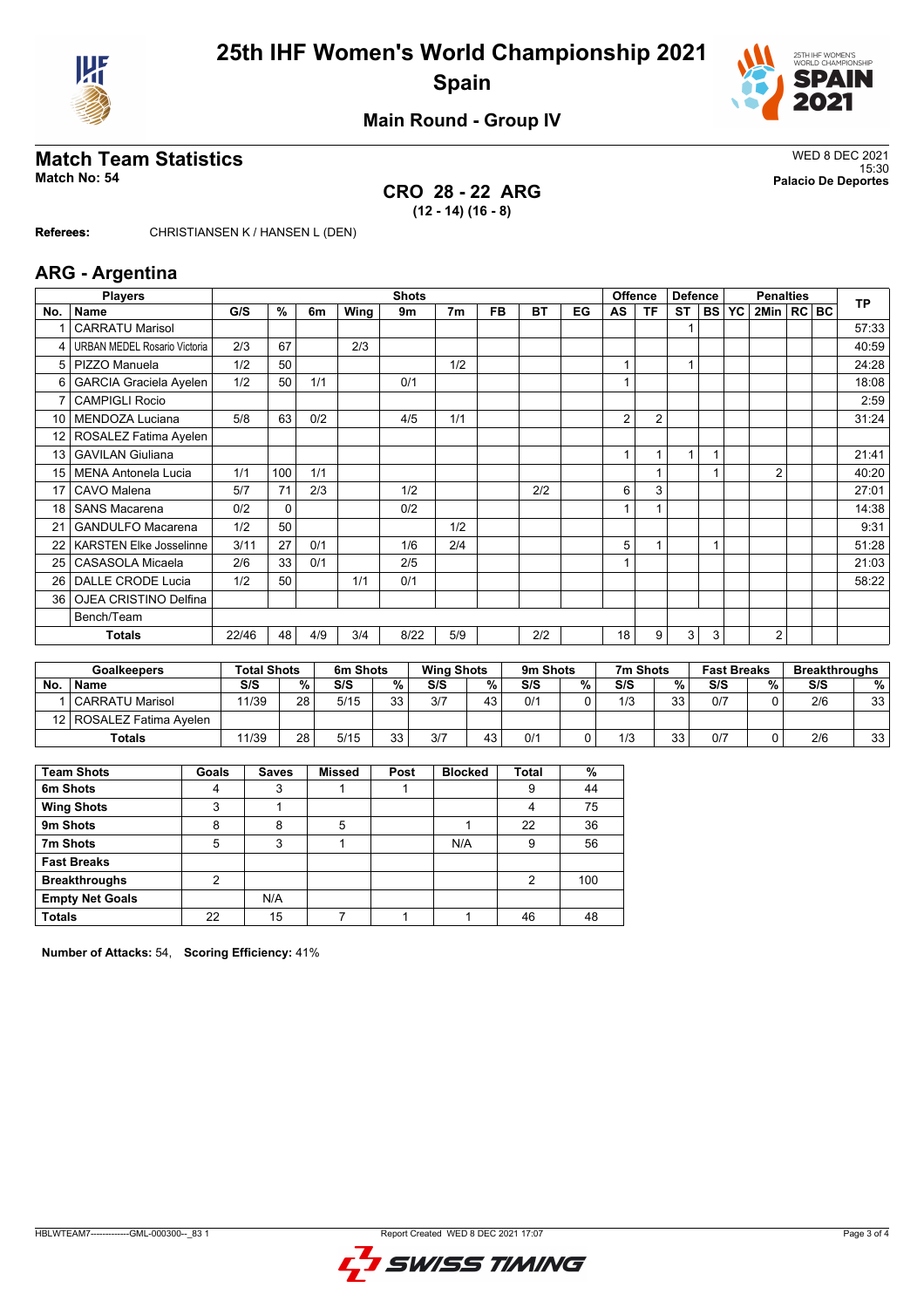# 25th IHF Women's World Championship 2021

## Spain

### Main Round - Group IV

## Match Team Statistics

**Match No: 54**

WED 8 DEC 2021
15:30
**Palacio De Deportes**

### CRO 28 - 22 ARG

**(12 - 14) (16 - 8)**

**Referees:** CHRISTIANSEN K / HANSEN L (DEN)

## ARG - Argentina

| No. | Name | G/S | % | 6m | Wing | 9m | 7m | FB | BT | EG | AS | TF | ST | BS | YC | 2Min | RC | BC | TP |
|---|---|---|---|---|---|---|---|---|---|---|---|---|---|---|---|---|---|---|---|
| 1 | CARRATU Marisol | | | | | | | | | | | | 1 | | | | | | 57:33 |
| 4 | URBAN MEDEL Rosario Victoria | 2/3 | 67 | | 2/3 | | | | | | | | | | | | | | 40:59 |
| 5 | PIZZO Manuela | 1/2 | 50 | | | | 1/2 | | | | 1 | | 1 | | | | | | 24:28 |
| 6 | GARCIA Graciela Ayelen | 1/2 | 50 | 1/1 | | 0/1 | | | | | 1 | | | | | | | | 18:08 |
| 7 | CAMPIGLI Rocio | | | | | | | | | | | | | | | | | | 2:59 |
| 10 | MENDOZA Luciana | 5/8 | 63 | 0/2 | | 4/5 | 1/1 | | | | 2 | 2 | | | | | | | 31:24 |
| 12 | ROSALEZ Fatima Ayelen | | | | | | | | | | | | | | | | | | |
| 13 | GAVILAN Giuliana | | | | | | | | | | 1 | 1 | 1 | 1 | | | | | 21:41 |
| 15 | MENA Antonela Lucia | 1/1 | 100 | 1/1 | | | | | | | | 1 | | 1 | | 2 | | | 40:20 |
| 17 | CAVO Malena | 5/7 | 71 | 2/3 | | 1/2 | | | 2/2 | | 6 | 3 | | | | | | | 27:01 |
| 18 | SANS Macarena | 0/2 | 0 | | | 0/2 | | | | | 1 | 1 | | | | | | | 14:38 |
| 21 | GANDULFO Macarena | 1/2 | 50 | | | | 1/2 | | | | | | | | | | | | 9:31 |
| 22 | KARSTEN Elke Josselinne | 3/11 | 27 | 0/1 | | 1/6 | 2/4 | | | | 5 | 1 | | 1 | | | | | 51:28 |
| 25 | CASASOLA Micaela | 2/6 | 33 | 0/1 | | 2/5 | | | | | 1 | | | | | | | | 21:03 |
| 26 | DALLE CRODE Lucia | 1/2 | 50 | | 1/1 | 0/1 | | | | | | | | | | | | | 58:22 |
| 36 | OJEA CRISTINO Delfina | | | | | | | | | | | | | | | | | | |
| | Bench/Team | | | | | | | | | | | | | | | | | | |
| | **Totals** | 22/46 | 48 | 4/9 | 3/4 | 8/22 | 5/9 | | 2/2 | | 18 | 9 | 3 | 3 | | 2 | | | |

| No. | Goalkeepers | Total Shots S/S | % | 6m Shots S/S | % | Wing Shots S/S | % | 9m Shots S/S | % | 7m Shots S/S | % | Fast Breaks S/S | % | Breakthroughs S/S | % |
|---|---|---|---|---|---|---|---|---|---|---|---|---|---|---|---|
| 1 | CARRATU Marisol | 11/39 | 28 | 5/15 | 33 | 3/7 | 43 | 0/1 | 0 | 1/3 | 33 | 0/7 | 0 | 2/6 | 33 |
| 12 | ROSALEZ Fatima Ayelen | | | | | | | | | | | | | | |
| | **Totals** | 11/39 | 28 | 5/15 | 33 | 3/7 | 43 | 0/1 | 0 | 1/3 | 33 | 0/7 | 0 | 2/6 | 33 |

| Team Shots | Goals | Saves | Missed | Post | Blocked | Total | % |
|---|---|---|---|---|---|---|---|
| 6m Shots | 4 | 3 | 1 | 1 | | 9 | 44 |
| Wing Shots | 3 | 1 | | | | 4 | 75 |
| 9m Shots | 8 | 8 | 5 | | 1 | 22 | 36 |
| 7m Shots | 5 | 3 | 1 | | N/A | 9 | 56 |
| Fast Breaks | | | | | | | |
| Breakthroughs | 2 | | | | | 2 | 100 |
| Empty Net Goals | | N/A | | | | | |
| Totals | 22 | 15 | 7 | 1 | 1 | 46 | 48 |

**Number of Attacks:** 54, **Scoring Efficiency:** 41%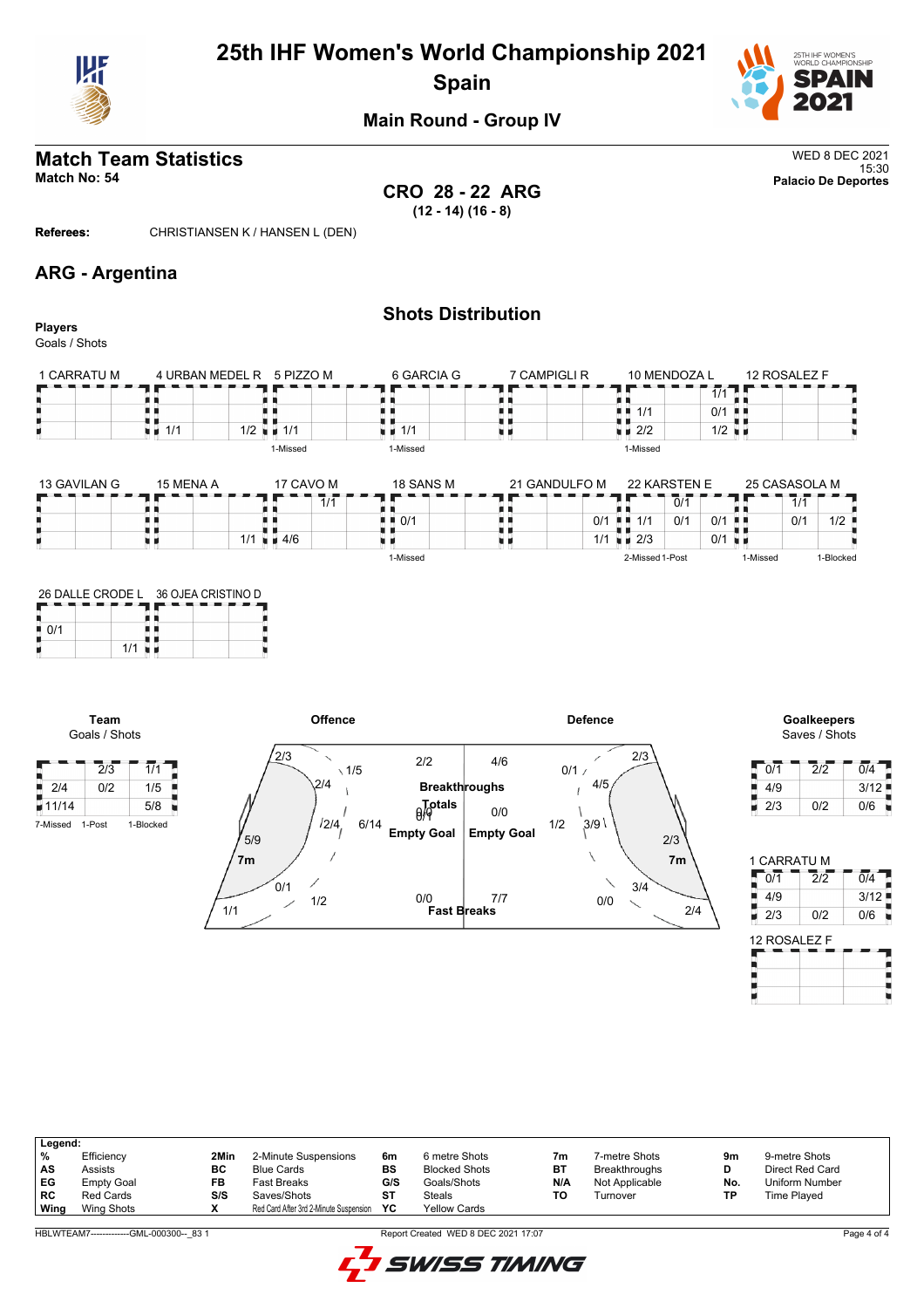# 25th IHF Women's World Championship 2021
## Spain
### Main Round - Group IV

## Match Team Statistics
**Match No: 54**

WED 8 DEC 2021
15:30
**Palacio De Deportes**

**CRO 28 - 22 ARG**
**(12 - 14) (16 - 8)**

**Referees:** CHRISTIANSEN K / HANSEN L (DEN)

## ARG - Argentina

### Shots Distribution

**Players**
Goals / Shots

1 CARRATU M

4 URBAN MEDEL R
1/1 1/2

5 PIZZO M
1/1
1-Missed

6 GARCIA G
1/1
1-Missed

7 CAMPIGLI R

10 MENDOZA L
1/1
1/1 0/1
2/2 1/2
1-Missed

12 ROSALEZ F

13 GAVILAN G

15 MENA A
1/1

17 CAVO M
1/1
4/6

18 SANS M
0/1
1-Missed

21 GANDULFO M
0/1
1/1

22 KARSTEN E
0/1
1/1 0/1 0/1
2/3 0/1
2-Missed 1-Post

25 CASASOLA M
1/1
0/1 1/2
1-Missed 1-Blocked

26 DALLE CRODE L
0/1
1/1

36 OJEA CRISTINO D

**Team**
Goals / Shots
2/3 1/1
2/4 0/2 1/5
11/14 5/8
7-Missed 1-Post 1-Blocked

**Offence**
2/3
1/5
2/4
2/4
6/14
5/9
7m
0/1
1/2
1/1
2/2 4/6
Breakthroughs
Totals
6/9 0/0
Empty Goal Empty Goal
0/0 7/7
Fast Breaks

**Defence**
0/1
2/3
4/5
1/2
3/9
2/3
7m
3/4
0/0
2/4

**Goalkeepers**
Saves / Shots
0/1 2/2 0/4
4/9 3/12
2/3 0/2 0/6

1 CARRATU M
0/1 2/2 0/4
4/9 3/12
2/3 0/2 0/6

12 ROSALEZ F

| Legend: | | | | | | | | | |
|---|---|---|---|---|---|---|---|---|---|
| % | Efficiency | 2Min | 2-Minute Suspensions | 6m | 6 metre Shots | 7m | 7-metre Shots | 9m | 9-metre Shots |
| AS | Assists | BC | Blue Cards | BS | Blocked Shots | BT | Breakthroughs | D | Direct Red Card |
| EG | Empty Goal | FB | Fast Breaks | G/S | Goals/Shots | N/A | Not Applicable | No. | Uniform Number |
| RC | Red Cards | S/S | Saves/Shots | ST | Steals | TO | Turnover | TP | Time Played |
| Wing | Wing Shots | X | Red Card After 3rd 2-Minute Suspension | YC | Yellow Cards | | | | |

HBLWTEAM7-------------GML-000300--_83 1 Report Created WED 8 DEC 2021 17:07